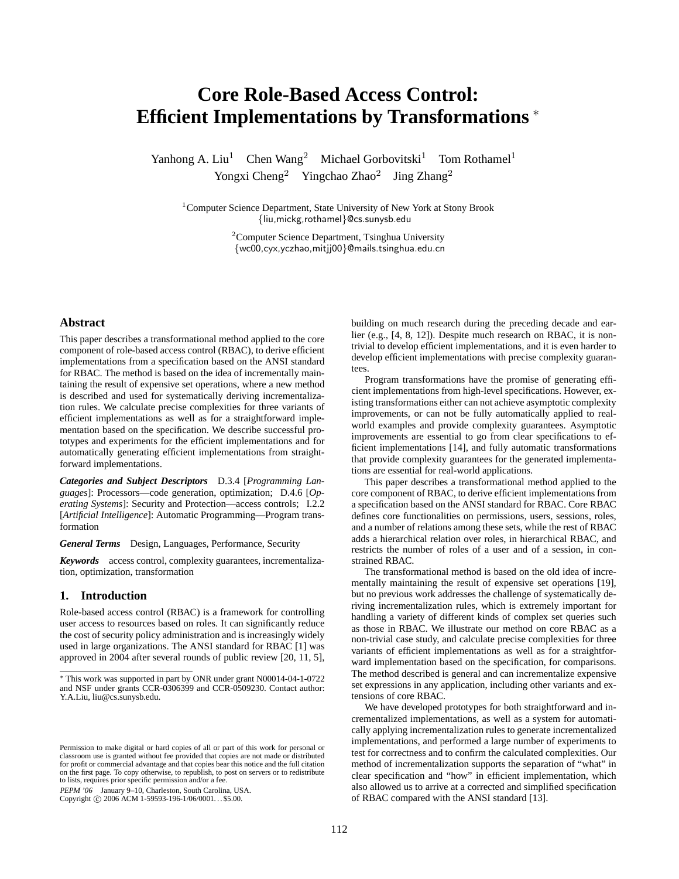# Core Role-Based Access Control: Efficient Implementations by Transformations *

Yanhong A. Liu[1] Chen Wang[2] Michael Gorbovitski[1] Tom Rothamel[1]
Yongxi Cheng[2] Yingchao Zhao[2] Jing Zhang[2]

[1]Computer Science Department, State University of New York at Stony Brook
{liu,mickg,rothamel}@cs.sunysb.edu

[2]Computer Science Department, Tsinghua University
{wc00,cyx,yczhao,mitjj00}@mails.tsinghua.edu.cn

## Abstract

This paper describes a transformational method applied to the core component of role-based access control (RBAC), to derive efficient implementations from a specification based on the ANSI standard for RBAC. The method is based on the idea of incrementally maintaining the result of expensive set operations, where a new method is described and used for systematically deriving incrementalization rules. We calculate precise complexities for three variants of efficient implementations as well as for a straightforward implementation based on the specification. We describe successful prototypes and experiments for the efficient implementations and for automatically generating efficient implementations from straightforward implementations.

***Categories and Subject Descriptors*** D.3.4 [*Programming Languages*]: Processors—code generation, optimization; D.4.6 [*Operating Systems*]: Security and Protection—access controls; I.2.2 [*Artificial Intelligence*]: Automatic Programming—Program transformation

***General Terms*** Design, Languages, Performance, Security

***Keywords*** access control, complexity guarantees, incrementalization, optimization, transformation

## 1. Introduction

Role-based access control (RBAC) is a framework for controlling user access to resources based on roles. It can significantly reduce the cost of security policy administration and is increasingly widely used in large organizations. The ANSI standard for RBAC [1] was approved in 2004 after several rounds of public review [20, 11, 5], building on much research during the preceding decade and earlier (e.g., [4, 8, 12]). Despite much research on RBAC, it is non-trivial to develop efficient implementations, and it is even harder to develop efficient implementations with precise complexity guarantees.

Program transformations have the promise of generating efficient implementations from high-level specifications. However, existing transformations either can not achieve asymptotic complexity improvements, or can not be fully automatically applied to real-world examples and provide complexity guarantees. Asymptotic improvements are essential to go from clear specifications to efficient implementations [14], and fully automatic transformations that provide complexity guarantees for the generated implementations are essential for real-world applications.

This paper describes a transformational method applied to the core component of RBAC, to derive efficient implementations from a specification based on the ANSI standard for RBAC. Core RBAC defines core functionalities on permissions, users, sessions, roles, and a number of relations among these sets, while the rest of RBAC adds a hierarchical relation over roles, in hierarchical RBAC, and restricts the number of roles of a user and of a session, in constrained RBAC.

The transformational method is based on the old idea of incrementally maintaining the result of expensive set operations [19], but no previous work addresses the challenge of systematically deriving incrementalization rules, which is extremely important for handling a variety of different kinds of complex set queries such as those in RBAC. We illustrate our method on core RBAC as a non-trivial case study, and calculate precise complexities for three variants of efficient implementations as well as for a straightforward implementation based on the specification, for comparisons. The method described is general and can incrementalize expensive set expressions in any application, including other variants and extensions of core RBAC.

We have developed prototypes for both straightforward and incrementalized implementations, as well as a system for automatically applying incrementalization rules to generate incrementalized implementations, and performed a large number of experiments to test for correctness and to confirm the calculated complexities. Our method of incrementalization supports the separation of "what" in clear specification and "how" in efficient implementation, which also allowed us to arrive at a corrected and simplified specification of RBAC compared with the ANSI standard [13].

* This work was supported in part by ONR under grant N00014-04-1-0722 and NSF under grants CCR-0306399 and CCR-0509230. Contact author: Y.A.Liu, liu@cs.sunysb.edu.

Permission to make digital or hard copies of all or part of this work for personal or classroom use is granted without fee provided that copies are not made or distributed for profit or commercial advantage and that copies bear this notice and the full citation on the first page. To copy otherwise, to republish, to post on servers or to redistribute to lists, requires prior specific permission and/or a fee.

*PEPM '06* January 9–10, Charleston, South Carolina, USA.
Copyright © 2006 ACM 1-59593-196-1/06/0001...$5.00.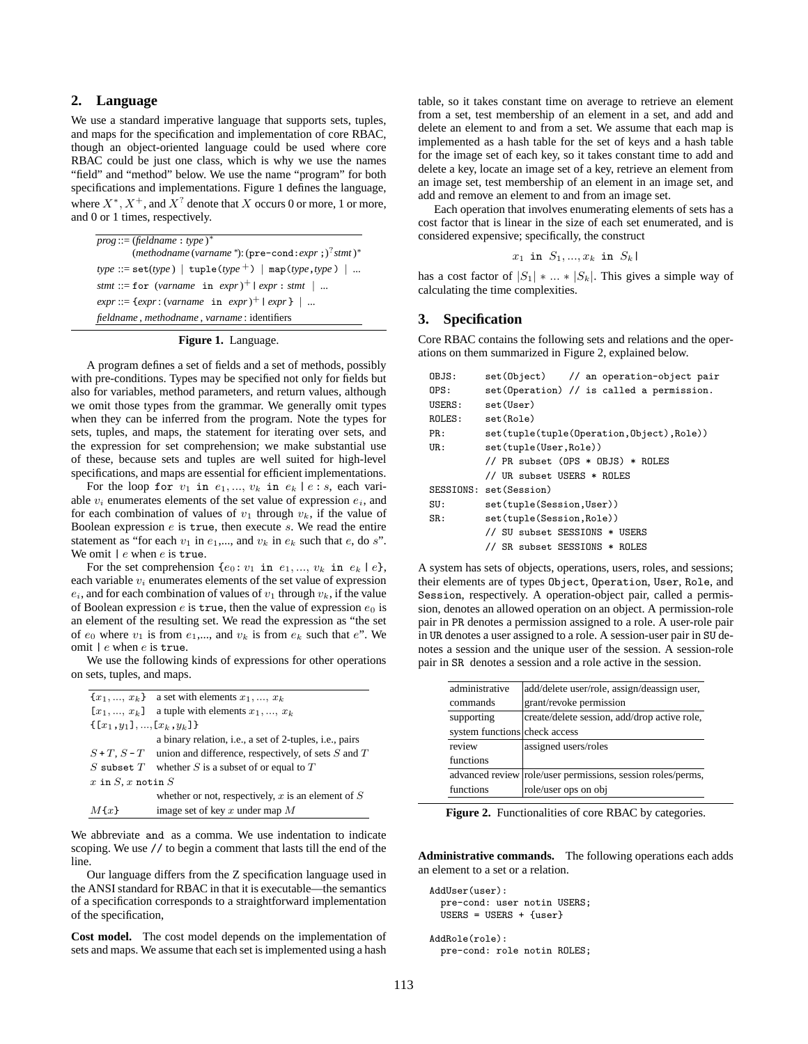## 2. Language

We use a standard imperative language that supports sets, tuples, and maps for the specification and implementation of core RBAC, though an object-oriented language could be used where core RBAC could be just one class, which is why we use the names "field" and "method" below. We use the name "program" for both specifications and implementations. Figure 1 defines the language, where $X^*$, $X^+$, and $X^?$ denote that $X$ occurs 0 or more, 1 or more, and 0 or 1 times, respectively.

```
prog ::= (fieldname : type )*
         (methodname (varname *): (pre-cond: expr ;)? stmt )*
type ::= set(type ) | tuple(type +) | map(type, type ) | ...
stmt ::= for (varname in expr )+ | expr : stmt | ...
expr ::= {expr : (varname in expr )+ | expr } | ...
fieldname , methodname , varname : identifiers
```

**Figure 1.** Language.

A program defines a set of fields and a set of methods, possibly with pre-conditions. Types may be specified not only for fields but also for variables, method parameters, and return values, although we omit those types from the grammar. We generally omit types when they can be inferred from the program. Note the types for sets, tuples, and maps, the statement for iterating over sets, and the expression for set comprehension; we make substantial use of these, because sets and tuples are well suited for high-level specifications, and maps are essential for efficient implementations.

For the loop for $v_1$ in $e_1$, ..., $v_k$ in $e_k$ | $e$ : $s$, each variable $v_i$ enumerates elements of the set value of expression $e_i$, and for each combination of values of $v_1$ through $v_k$, if the value of Boolean expression $e$ is true, then execute $s$. We read the entire statement as "for each $v_1$ in $e_1$,..., and $v_k$ in $e_k$ such that $e$, do $s$". We omit | $e$ when $e$ is true.

For the set comprehension {$e_0$ : $v_1$ in $e_1$, ..., $v_k$ in $e_k$ | $e$}, each variable $v_i$ enumerates elements of the set value of expression $e_i$, and for each combination of values of $v_1$ through $v_k$, if the value of Boolean expression $e$ is true, then the value of expression $e_0$ is an element of the resulting set. We read the expression as "the set of $e_0$ where $v_1$ is from $e_1$,..., and $v_k$ is from $e_k$ such that $e$". We omit | $e$ when $e$ is true.

We use the following kinds of expressions for other operations on sets, tuples, and maps.

| | |
|---|---|
| {$x_1$, ..., $x_k$} | a set with elements $x_1$, ..., $x_k$ |
| [$x_1$, ..., $x_k$] | a tuple with elements $x_1$, ..., $x_k$ |
| {[$x_1$, $y_1$], ..., [$x_k$, $y_k$]} | a binary relation, i.e., a set of 2-tuples, i.e., pairs |
| $S$ + $T$, $S$ - $T$ | union and difference, respectively, of sets $S$ and $T$ |
| $S$ subset $T$ | whether $S$ is a subset of or equal to $T$ |
| $x$ in $S$, $x$ notin $S$ | whether or not, respectively, $x$ is an element of $S$ |
| $M${$x$} | image set of key $x$ under map $M$ |

We abbreviate and as a comma. We use indentation to indicate scoping. We use // to begin a comment that lasts till the end of the line.

Our language differs from the Z specification language used in the ANSI standard for RBAC in that it is executable—the semantics of a specification corresponds to a straightforward implementation of the specification,

**Cost model.** The cost model depends on the implementation of sets and maps. We assume that each set is implemented using a hash table, so it takes constant time on average to retrieve an element from a set, test membership of an element in a set, and add and delete an element to and from a set. We assume that each map is implemented as a hash table for the set of keys and a hash table for the image set of each key, so it takes constant time to add and delete a key, locate an image set of a key, retrieve an element from an image set, test membership of an element in an image set, and add and remove an element to and from an image set.

Each operation that involves enumerating elements of sets has a cost factor that is linear in the size of each set enumerated, and is considered expensive; specifically, the construct

$$x_1 \text{ in } S_1, ..., x_k \text{ in } S_k \,|$$

has a cost factor of $|S_1| * ... * |S_k|$. This gives a simple way of calculating the time complexities.

## 3. Specification

Core RBAC contains the following sets and relations and the operations on them summarized in Figure 2, explained below.

```
OBJS:      set(Object)    // an operation-object pair
OPS:       set(Operation) // is called a permission.
USERS:     set(User)
ROLES:     set(Role)
PR:        set(tuple(tuple(Operation,Object),Role))
UR:        set(tuple(User,Role))
           // PR subset (OPS * OBJS) * ROLES
           // UR subset USERS * ROLES
SESSIONS:  set(Session)
SU:        set(tuple(Session,User))
SR:        set(tuple(Session,Role))
           // SU subset SESSIONS * USERS
           // SR subset SESSIONS * ROLES
```

A system has sets of objects, operations, users, roles, and sessions; their elements are of types Object, Operation, User, Role, and Session, respectively. A operation-object pair, called a permission, denotes an allowed operation on an object. A permission-role pair in PR denotes a permission assigned to a role. A user-role pair in UR denotes a user assigned to a role. A session-user pair in SU denotes a session and the unique user of the session. A session-role pair in SR denotes a session and a role active in the session.

| | |
|---|---|
| administrative commands | add/delete user/role, assign/deassign user, grant/revoke permission |
| supporting system functions | create/delete session, add/drop active role, check access |
| review functions | assigned users/roles |
| advanced review functions | role/user permissions, session roles/perms, role/user ops on obj |

**Figure 2.** Functionalities of core RBAC by categories.

**Administrative commands.** The following operations each adds an element to a set or a relation.

```
AddUser(user):
  pre-cond: user notin USERS;
  USERS = USERS + {user}

AddRole(role):
  pre-cond: role notin ROLES;
```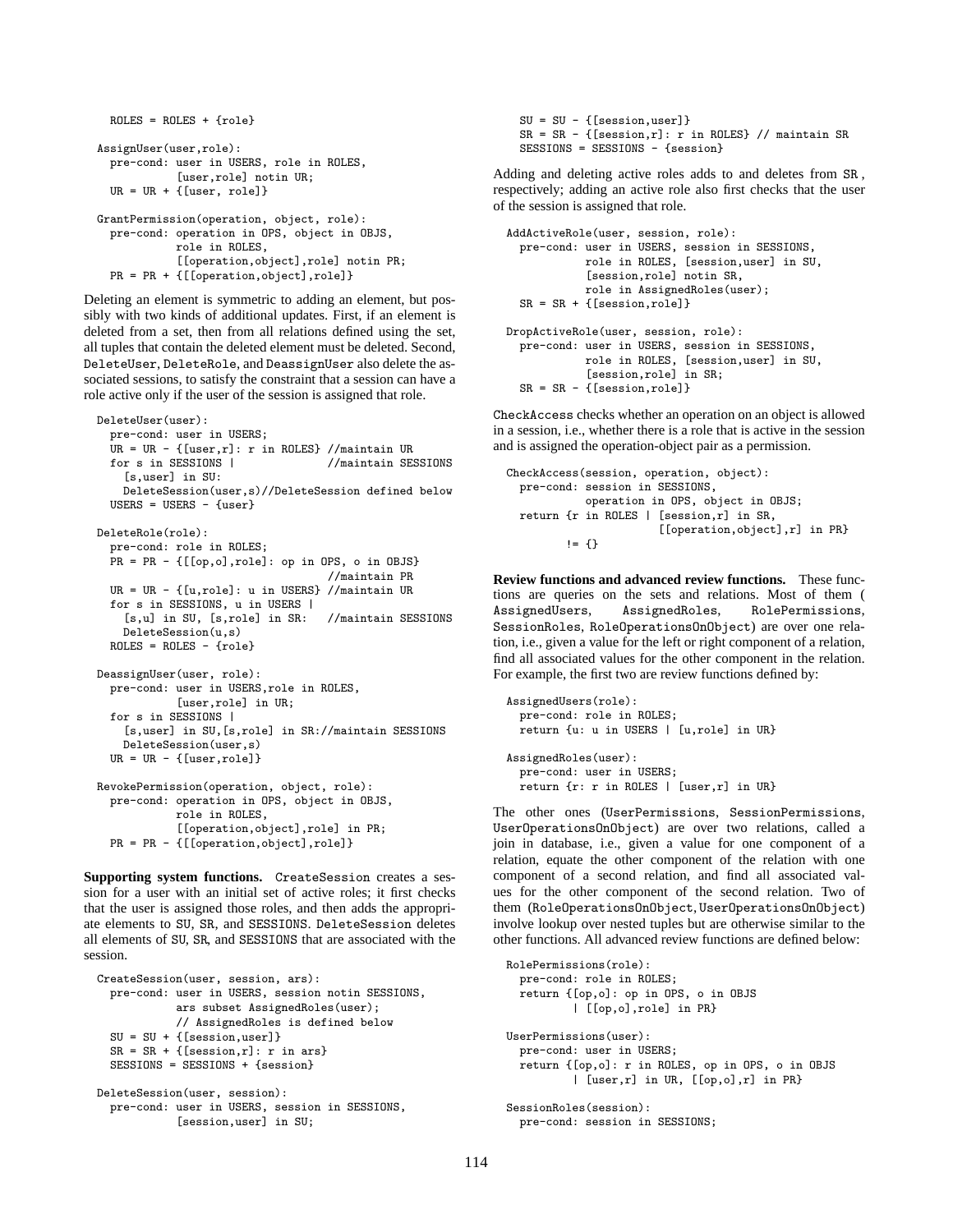```
  ROLES = ROLES + {role}

AssignUser(user,role):
  pre-cond: user in USERS, role in ROLES,
            [user,role] notin UR;
  UR = UR + {[user, role]}

GrantPermission(operation, object, role):
  pre-cond: operation in OPS, object in OBJS,
            role in ROLES,
            [[operation,object],role] notin PR;
  PR = PR + {[[operation,object],role]}
```

Deleting an element is symmetric to adding an element, but possibly with two kinds of additional updates. First, if an element is deleted from a set, then from all relations defined using the set, all tuples that contain the deleted element must be deleted. Second, DeleteUser, DeleteRole, and DeassignUser also delete the associated sessions, to satisfy the constraint that a session can have a role active only if the user of the session is assigned that role.

```
DeleteUser(user):
  pre-cond: user in USERS;
  UR = UR - {[user,r]: r in ROLES} //maintain UR
  for s in SESSIONS |               //maintain SESSIONS
    [s,user] in SU:
    DeleteSession(user,s)//DeleteSession defined below
  USERS = USERS - {user}

DeleteRole(role):
  pre-cond: role in ROLES;
  PR = PR - {[[op,o],role]: op in OPS, o in OBJS}
                                    //maintain PR
  UR = UR - {[u,role]: u in USERS} //maintain UR
  for s in SESSIONS, u in USERS |
    [s,u] in SU, [s,role] in SR:   //maintain SESSIONS
    DeleteSession(u,s)
  ROLES = ROLES - {role}

DeassignUser(user, role):
  pre-cond: user in USERS,role in ROLES,
            [user,role] in UR;
  for s in SESSIONS |
    [s,user] in SU,[s,role] in SR://maintain SESSIONS
    DeleteSession(user,s)
  UR = UR - {[user,role]}

RevokePermission(operation, object, role):
  pre-cond: operation in OPS, object in OBJS,
            role in ROLES,
            [[operation,object],role] in PR;
  PR = PR - {[[operation,object],role]}
```

**Supporting system functions.** CreateSession creates a session for a user with an initial set of active roles; it first checks that the user is assigned those roles, and then adds the appropriate elements to SU, SR, and SESSIONS. DeleteSession deletes all elements of SU, SR, and SESSIONS that are associated with the session.

```
CreateSession(user, session, ars):
  pre-cond: user in USERS, session notin SESSIONS,
            ars subset AssignedRoles(user);
            // AssignedRoles is defined below
  SU = SU + {[session,user]}
  SR = SR + {[session,r]: r in ars}
  SESSIONS = SESSIONS + {session}

DeleteSession(user, session):
  pre-cond: user in USERS, session in SESSIONS,
            [session,user] in SU;
  SU = SU - {[session,user]}
  SR = SR - {[session,r]: r in ROLES} // maintain SR
  SESSIONS = SESSIONS - {session}
```

Adding and deleting active roles adds to and deletes from SR, respectively; adding an active role also first checks that the user of the session is assigned that role.

```
AddActiveRole(user, session, role):
  pre-cond: user in USERS, session in SESSIONS,
            role in ROLES, [session,user] in SU,
            [session,role] notin SR,
            role in AssignedRoles(user);
  SR = SR + {[session,role]}

DropActiveRole(user, session, role):
  pre-cond: user in USERS, session in SESSIONS,
            role in ROLES, [session,user] in SU,
            [session,role] in SR;
  SR = SR - {[session,role]}
```

CheckAccess checks whether an operation on an object is allowed in a session, i.e., whether there is a role that is active in the session and is assigned the operation-object pair as a permission.

```
CheckAccess(session, operation, object):
  pre-cond: session in SESSIONS,
            operation in OPS, object in OBJS;
  return {r in ROLES | [session,r] in SR,
                       [[operation,object],r] in PR}
         != {}
```

**Review functions and advanced review functions.** These functions are queries on the sets and relations. Most of them ( AssignedUsers, AssignedRoles, RolePermissions, SessionRoles, RoleOperationsOnObject) are over one relation, i.e., given a value for the left or right component of a relation, find all associated values for the other component in the relation. For example, the first two are review functions defined by:

```
AssignedUsers(role):
  pre-cond: role in ROLES;
  return {u: u in USERS | [u,role] in UR}

AssignedRoles(user):
  pre-cond: user in USERS;
  return {r: r in ROLES | [user,r] in UR}
```

The other ones (UserPermissions, SessionPermissions, UserOperationsOnObject) are over two relations, called a join in database, i.e., given a value for one component of a relation, equate the other component of the relation with one component of a second relation, and find all associated values for the other component of the second relation. Two of them (RoleOperationsOnObject, UserOperationsOnObject) involve lookup over nested tuples but are otherwise similar to the other functions. All advanced review functions are defined below:

```
RolePermissions(role):
  pre-cond: role in ROLES;
  return {[op,o]: op in OPS, o in OBJS
          | [[op,o],role] in PR}

UserPermissions(user):
  pre-cond: user in USERS;
  return {[op,o]: r in ROLES, op in OPS, o in OBJS
          | [user,r] in UR, [[op,o],r] in PR}

SessionRoles(session):
  pre-cond: session in SESSIONS;
```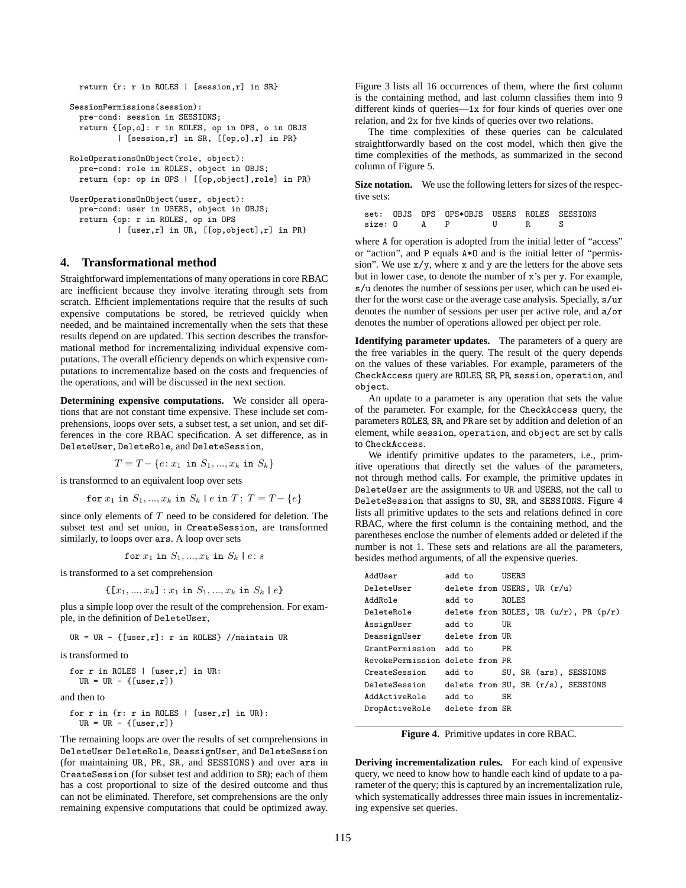```
  return {r: r in ROLES | [session,r] in SR}

SessionPermissions(session):
  pre-cond: session in SESSIONS;
  return {[op,o]: r in ROLES, op in OPS, o in OBJS
          | [session,r] in SR, [[op,o],r] in PR}

RoleOperationsOnObject(role, object):
  pre-cond: role in ROLES, object in OBJS;
  return {op: op in OPS | [[op,object],role] in PR}

UserOperationsOnObject(user, object):
  pre-cond: user in USERS, object in OBJS;
  return {op: r in ROLES, op in OPS
          | [user,r] in UR, [[op,object],r] in PR}
```

## 4. Transformational method

Straightforward implementations of many operations in core RBAC are inefficient because they involve iterating through sets from scratch. Efficient implementations require that the results of such expensive computations be stored, be retrieved quickly when needed, and be maintained incrementally when the sets that these results depend on are updated. This section describes the transformational method for incrementalizing individual expensive computations. The overall efficiency depends on which expensive computations to incrementalize based on the costs and frequencies of the operations, and will be discussed in the next section.

**Determining expensive computations.** We consider all operations that are not constant time expensive. These include set comprehensions, loops over sets, a subset test, a set union, and set differences in the core RBAC specification. A set difference, as in `DeleteUser`, `DeleteRole`, and `DeleteSession`,

$$T = T - \{e\colon x_1 \texttt{ in } S_1, ..., x_k \texttt{ in } S_k\}$$

is transformed to an equivalent loop over sets

$$\texttt{for } x_1 \texttt{ in } S_1, ..., x_k \texttt{ in } S_k \mid e \texttt{ in } T\colon\ T = T - \{e\}$$

since only elements of $T$ need to be considered for deletion. The subset test and set union, in `CreateSession`, are transformed similarly, to loops over `ars`. A loop over sets

$$\texttt{for } x_1 \texttt{ in } S_1, ..., x_k \texttt{ in } S_k \mid e\colon s$$

is transformed to a set comprehension

$$\{[x_1, ..., x_k] : x_1 \texttt{ in } S_1, ..., x_k \texttt{ in } S_k \mid e\}$$

plus a simple loop over the result of the comprehension. For example, in the definition of `DeleteUser`,

```
UR = UR - {[user,r]: r in ROLES} //maintain UR
```

is transformed to

```
for r in ROLES | [user,r] in UR:
  UR = UR - {[user,r]}
```

and then to

```
for r in {r: r in ROLES | [user,r] in UR}:
  UR = UR - {[user,r]}
```

The remaining loops are over the results of set comprehensions in `DeleteUser` `DeleteRole`, `DeassignUser`, and `DeleteSession` (for maintaining `UR`, `PR`, `SR`, and `SESSIONS`) and over `ars` in `CreateSession` (for subset test and addition to `SR`); each of them has a cost proportional to size of the desired outcome and thus can not be eliminated. Therefore, set comprehensions are the only remaining expensive computations that could be optimized away.

Figure 3 lists all 16 occurrences of them, where the first column is the containing method, and last column classifies them into 9 different kinds of queries—`1x` for four kinds of queries over one relation, and `2x` for five kinds of queries over two relations.

The time complexities of these queries can be calculated straightforwardly based on the cost model, which then give the time complexities of the methods, as summarized in the second column of Figure 5.

**Size notation.** We use the following letters for sizes of the respective sets:

```
set:  OBJS  OPS  OPS*OBJS  USERS  ROLES  SESSIONS
size: O     A    P         U      R      S
```

where `A` for operation is adopted from the initial letter of "access" or "action", and `P` equals `A*O` and is the initial letter of "permission". We use `x/y`, where `x` and `y` are the letters for the above sets but in lower case, to denote the number of `x`'s per `y`. For example, `s/u` denotes the number of sessions per user, which can be used either for the worst case or the average case analysis. Specially, `s/ur` denotes the number of sessions per user per active role, and `a/or` denotes the number of operations allowed per object per role.

**Identifying parameter updates.** The parameters of a query are the free variables in the query. The result of the query depends on the values of these variables. For example, parameters of the `CheckAccess` query are `ROLES`, `SR`, `PR`, `session`, `operation`, and `object`.

An update to a parameter is any operation that sets the value of the parameter. For example, for the `CheckAccess` query, the parameters `ROLES`, `SR`, and `PR` are set by addition and deletion of an element, while `session`, `operation`, and `object` are set by calls to `CheckAccess`.

We identify primitive updates to the parameters, i.e., primitive operations that directly set the values of the parameters, not through method calls. For example, the primitive updates in `DeleteUser` are the assignments to `UR` and `USERS`, not the call to `DeleteSession` that assigns to `SU`, `SR`, and `SESSIONS`. Figure 4 lists all primitive updates to the sets and relations defined in core RBAC, where the first column is the containing method, and the parentheses enclose the number of elements added or deleted if the number is not 1. These sets and relations are all the parameters, besides method arguments, of all the expensive queries.

```
AddUser           add to      USERS
DeleteUser        delete from USERS, UR (r/u)
AddRole           add to      ROLES
DeleteRole        delete from ROLES, UR (u/r), PR (p/r)
AssignUser        add to      UR
DeassignUser      delete from UR
GrantPermission   add to      PR
RevokePermission  delete from PR
CreateSession     add to      SU, SR (ars), SESSIONS
DeleteSession     delete from SU, SR (r/s), SESSIONS
AddActiveRole     add to      SR
DropActiveRole    delete from SR
```

**Figure 4.** Primitive updates in core RBAC.

**Deriving incrementalization rules.** For each kind of expensive query, we need to know how to handle each kind of update to a parameter of the query; this is captured by an incrementalization rule, which systematically addresses three main issues in incrementalizing expensive set queries.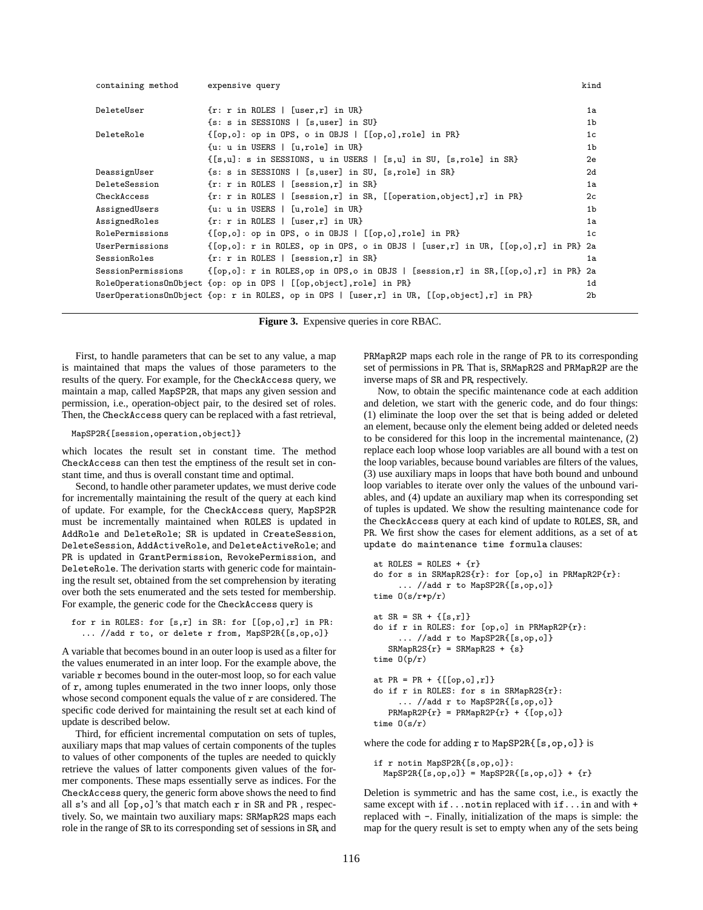| containing method | expensive query | kind |
|---|---|---|
| DeleteUser | {r: r in ROLES \| [user,r] in UR} | 1a |
| | {s: s in SESSIONS \| [s,user] in SU} | 1b |
| DeleteRole | {[op,o]: op in OPS, o in OBJS \| [[op,o],role] in PR} | 1c |
| | {u: u in USERS \| [u,role] in UR} | 1b |
| | {[s,u]: s in SESSIONS, u in USERS \| [s,u] in SU, [s,role] in SR} | 2e |
| DeassignUser | {s: s in SESSIONS \| [s,user] in SU, [s,role] in SR} | 2d |
| DeleteSession | {r: r in ROLES \| [session,r] in SR} | 1a |
| CheckAccess | {r: r in ROLES \| [session,r] in SR, [[operation,object],r] in PR} | 2c |
| AssignedUsers | {u: u in USERS \| [u,role] in UR} | 1b |
| AssignedRoles | {r: r in ROLES \| [user,r] in UR} | 1a |
| RolePermissions | {[op,o]: op in OPS, o in OBJS \| [[op,o],role] in PR} | 1c |
| UserPermissions | {[op,o]: r in ROLES, op in OPS, o in OBJS \| [user,r] in UR, [[op,o],r] in PR} | 2a |
| SessionRoles | {r: r in ROLES \| [session,r] in SR} | 1a |
| SessionPermissions | {[op,o]: r in ROLES,op in OPS,o in OBJS \| [session,r] in SR,[[op,o],r] in PR} | 2a |
| RoleOperationsOnObject | {op: op in OPS \| [[op,object],role] in PR} | 1d |
| UserOperationsOnObject | {op: r in ROLES, op in OPS \| [user,r] in UR, [[op,object],r] in PR} | 2b |

**Figure 3.** Expensive queries in core RBAC.

First, to handle parameters that can be set to any value, a map is maintained that maps the values of those parameters to the results of the query. For example, for the CheckAccess query, we maintain a map, called MapSP2R, that maps any given session and permission, i.e., operation-object pair, to the desired set of roles. Then, the CheckAccess query can be replaced with a fast retrieval,

```
MapSP2R{[session,operation,object]}
```

which locates the result set in constant time. The method CheckAccess can then test the emptiness of the result set in constant time, and thus is overall constant time and optimal.

Second, to handle other parameter updates, we must derive code for incrementally maintaining the result of the query at each kind of update. For example, for the CheckAccess query, MapSP2R must be incrementally maintained when ROLES is updated in AddRole and DeleteRole; SR is updated in CreateSession, DeleteSession, AddActiveRole, and DeleteActiveRole; and PR is updated in GrantPermission, RevokePermission, and DeleteRole. The derivation starts with generic code for maintaining the result set, obtained from the set comprehension by iterating over both the sets enumerated and the sets tested for membership. For example, the generic code for the CheckAccess query is

```
for r in ROLES: for [s,r] in SR: for [[op,o],r] in PR:
  ... //add r to, or delete r from, MapSP2R{[s,op,o]}
```

A variable that becomes bound in an outer loop is used as a filter for the values enumerated in an inter loop. For the example above, the variable r becomes bound in the outer-most loop, so for each value of r, among tuples enumerated in the two inner loops, only those whose second component equals the value of r are considered. The specific code derived for maintaining the result set at each kind of update is described below.

Third, for efficient incremental computation on sets of tuples, auxiliary maps that map values of certain components of the tuples to values of other components of the tuples are needed to quickly retrieve the values of latter components given values of the former components. These maps essentially serve as indices. For the CheckAccess query, the generic form above shows the need to find all s's and all [op,o]'s that match each r in SR and PR , respectively. So, we maintain two auxiliary maps: SRMapR2S maps each role in the range of SR to its corresponding set of sessions in SR, and PRMapR2P maps each role in the range of PR to its corresponding set of permissions in PR. That is, SRMapR2S and PRMapR2P are the inverse maps of SR and PR, respectively.

Now, to obtain the specific maintenance code at each addition and deletion, we start with the generic code, and do four things: (1) eliminate the loop over the set that is being added or deleted an element, because only the element being added or deleted needs to be considered for this loop in the incremental maintenance, (2) replace each loop whose loop variables are all bound with a test on the loop variables, because bound variables are filters of the values, (3) use auxiliary maps in loops that have both bound and unbound loop variables to iterate over only the values of the unbound variables, and (4) update an auxiliary map when its corresponding set of tuples is updated. We show the resulting maintenance code for the CheckAccess query at each kind of update to ROLES, SR, and PR. We first show the cases for element additions, as a set of `at update do maintenance time formula` clauses:

```
at ROLES = ROLES + {r}
do for s in SRMapR2S{r}: for [op,o] in PRMapR2P{r}:
     ... //add r to MapSP2R{[s,op,o]}
time O(s/r*p/r)

at SR = SR + {[s,r]}
do if r in ROLES: for [op,o] in PRMapR2P{r}:
     ... //add r to MapSP2R{[s,op,o]}
   SRMapR2S{r} = SRMapR2S + {s}
time O(p/r)

at PR = PR + {[[op,o],r]}
do if r in ROLES: for s in SRMapR2S{r}:
     ... //add r to MapSP2R{[s,op,o]}
   PRMapR2P{r} = PRMapR2P{r} + {[op,o]}
time O(s/r)
```

where the code for adding r to MapSP2R{[s,op,o]} is

```
if r notin MapSP2R{[s,op,o]}:
  MapSP2R{[s,op,o]} = MapSP2R{[s,op,o]} + {r}
```

Deletion is symmetric and has the same cost, i.e., is exactly the same except with `if...notin` replaced with `if...in` and with + replaced with -. Finally, initialization of the maps is simple: the map for the query result is set to empty when any of the sets being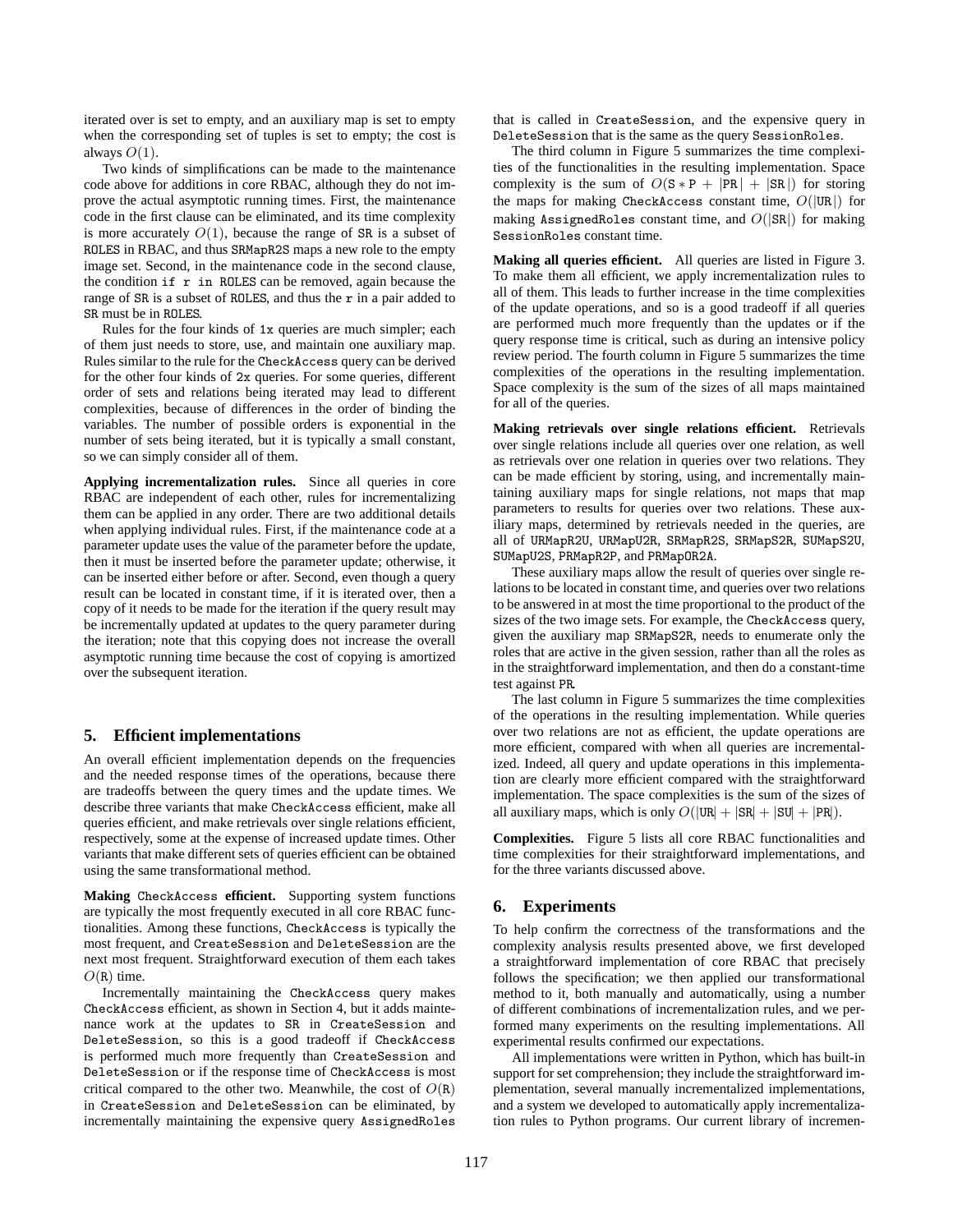iterated over is set to empty, and an auxiliary map is set to empty when the corresponding set of tuples is set to empty; the cost is always $O(1)$.

Two kinds of simplifications can be made to the maintenance code above for additions in core RBAC, although they do not improve the actual asymptotic running times. First, the maintenance code in the first clause can be eliminated, and its time complexity is more accurately $O(1)$, because the range of `SR` is a subset of `ROLES` in RBAC, and thus `SRMapR2S` maps a new role to the empty image set. Second, in the maintenance code in the second clause, the condition `if r in ROLES` can be removed, again because the range of `SR` is a subset of `ROLES`, and thus the `r` in a pair added to `SR` must be in `ROLES`.

Rules for the four kinds of `1x` queries are much simpler; each of them just needs to store, use, and maintain one auxiliary map. Rules similar to the rule for the `CheckAccess` query can be derived for the other four kinds of `2x` queries. For some queries, different order of sets and relations being iterated may lead to different complexities, because of differences in the order of binding the variables. The number of possible orders is exponential in the number of sets being iterated, but it is typically a small constant, so we can simply consider all of them.

**Applying incrementalization rules.** Since all queries in core RBAC are independent of each other, rules for incrementalizing them can be applied in any order. There are two additional details when applying individual rules. First, if the maintenance code at a parameter update uses the value of the parameter before the update, then it must be inserted before the parameter update; otherwise, it can be inserted either before or after. Second, even though a query result can be located in constant time, if it is iterated over, then a copy of it needs to be made for the iteration if the query result may be incrementally updated at updates to the query parameter during the iteration; note that this copying does not increase the overall asymptotic running time because the cost of copying is amortized over the subsequent iteration.

## 5. Efficient implementations

An overall efficient implementation depends on the frequencies and the needed response times of the operations, because there are tradeoffs between the query times and the update times. We describe three variants that make `CheckAccess` efficient, make all queries efficient, and make retrievals over single relations efficient, respectively, some at the expense of increased update times. Other variants that make different sets of queries efficient can be obtained using the same transformational method.

**Making `CheckAccess` efficient.** Supporting system functions are typically the most frequently executed in all core RBAC functionalities. Among these functions, `CheckAccess` is typically the most frequent, and `CreateSession` and `DeleteSession` are the next most frequent. Straightforward execution of them each takes $O(\texttt{R})$ time.

Incrementally maintaining the `CheckAccess` query makes `CheckAccess` efficient, as shown in Section 4, but it adds maintenance work at the updates to `SR` in `CreateSession` and `DeleteSession`, so this is a good tradeoff if `CheckAccess` is performed much more frequently than `CreateSession` and `DeleteSession` or if the response time of `CheckAccess` is most critical compared to the other two. Meanwhile, the cost of $O(\texttt{R})$ in `CreateSession` and `DeleteSession` can be eliminated, by incrementally maintaining the expensive query `AssignedRoles` that is called in `CreateSession`, and the expensive query in `DeleteSession` that is the same as the query `SessionRoles`.

The third column in Figure 5 summarizes the time complexities of the functionalities in the resulting implementation. Space complexity is the sum of $O(\texttt{S} * \texttt{P} + |\texttt{PR}| + |\texttt{SR}|)$ for storing the maps for making `CheckAccess` constant time, $O(|\texttt{UR}|)$ for making `AssignedRoles` constant time, and $O(|\texttt{SR}|)$ for making `SessionRoles` constant time.

**Making all queries efficient.** All queries are listed in Figure 3. To make them all efficient, we apply incrementalization rules to all of them. This leads to further increase in the time complexities of the update operations, and so is a good tradeoff if all queries are performed much more frequently than the updates or if the query response time is critical, such as during an intensive policy review period. The fourth column in Figure 5 summarizes the time complexities of the operations in the resulting implementation. Space complexity is the sum of the sizes of all maps maintained for all of the queries.

**Making retrievals over single relations efficient.** Retrievals over single relations include all queries over one relation, as well as retrievals over one relation in queries over two relations. They can be made efficient by storing, using, and incrementally maintaining auxiliary maps for single relations, not maps that map parameters to results for queries over two relations. These auxiliary maps, determined by retrievals needed in the queries, are all of `URMapR2U`, `URMapU2R`, `SRMapR2S`, `SRMapS2R`, `SUMapS2U`, `SUMapU2S`, `PRMapR2P`, and `PRMapOR2A`.

These auxiliary maps allow the result of queries over single relations to be located in constant time, and queries over two relations to be answered in at most the time proportional to the product of the sizes of the two image sets. For example, the `CheckAccess` query, given the auxiliary map `SRMapS2R`, needs to enumerate only the roles that are active in the given session, rather than all the roles as in the straightforward implementation, and then do a constant-time test against `PR`.

The last column in Figure 5 summarizes the time complexities of the operations in the resulting implementation. While queries over two relations are not as efficient, the update operations are more efficient, compared with when all queries are incrementalized. Indeed, all query and update operations in this implementation are clearly more efficient compared with the straightforward implementation. The space complexities is the sum of the sizes of all auxiliary maps, which is only $O(|\texttt{UR}| + |\texttt{SR}| + |\texttt{SU}| + |\texttt{PR}|)$.

**Complexities.** Figure 5 lists all core RBAC functionalities and time complexities for their straightforward implementations, and for the three variants discussed above.

## 6. Experiments

To help confirm the correctness of the transformations and the complexity analysis results presented above, we first developed a straightforward implementation of core RBAC that precisely follows the specification; we then applied our transformational method to it, both manually and automatically, using a number of different combinations of incrementalization rules, and we performed many experiments on the resulting implementations. All experimental results confirmed our expectations.

All implementations were written in Python, which has built-in support for set comprehension; they include the straightforward implementation, several manually incrementalized implementations, and a system we developed to automatically apply incrementalization rules to Python programs. Our current library of incremen-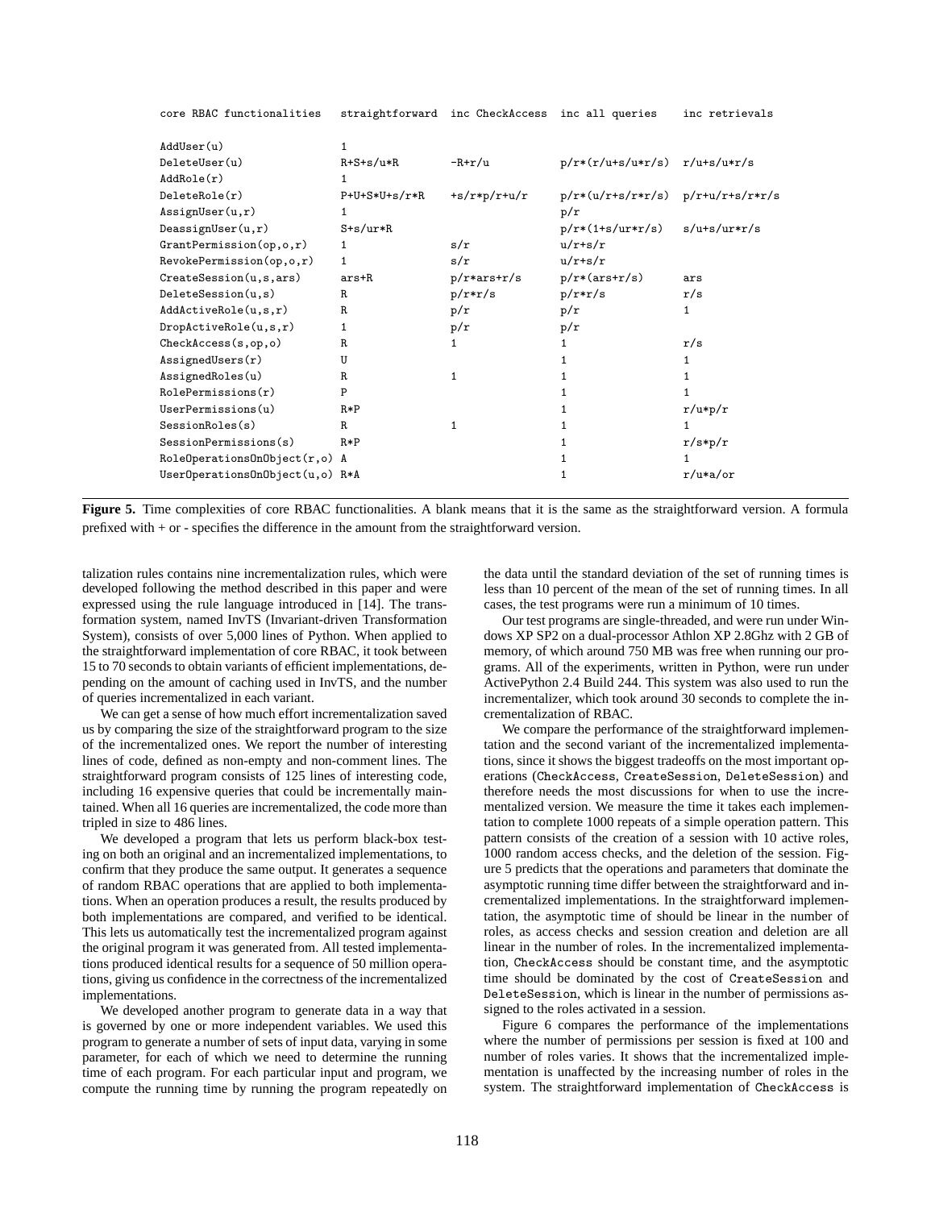| core RBAC functionalities | straightforward | inc CheckAccess | inc all queries | inc retrievals |
|---|---|---|---|---|
| AddUser(u) | 1 | | | |
| DeleteUser(u) | R+S+s/u*R | -R+r/u | p/r*(r/u+s/u*r/s) | r/u+s/u*r/s |
| AddRole(r) | 1 | | | |
| DeleteRole(r) | P+U+S*U+s/r*R | +s/r*p/r+u/r | p/r*(u/r+s/r*r/s) | p/r+u/r+s/r*r/s |
| AssignUser(u,r) | 1 | | p/r | |
| DeassignUser(u,r) | S+s/ur*R | | p/r*(1+s/ur*r/s) | s/u+s/ur*r/s |
| GrantPermission(op,o,r) | 1 | s/r | u/r+s/r | |
| RevokePermission(op,o,r) | 1 | s/r | u/r+s/r | |
| CreateSession(u,s,ars) | ars+R | p/r*ars+r/s | p/r*(ars+r/s) | ars |
| DeleteSession(u,s) | R | p/r*r/s | p/r*r/s | r/s |
| AddActiveRole(u,s,r) | R | p/r | p/r | 1 |
| DropActiveRole(u,s,r) | 1 | p/r | p/r | |
| CheckAccess(s,op,o) | R | 1 | 1 | r/s |
| AssignedUsers(r) | U | | 1 | 1 |
| AssignedRoles(u) | R | 1 | 1 | 1 |
| RolePermissions(r) | P | | 1 | 1 |
| UserPermissions(u) | R*P | | 1 | r/u*p/r |
| SessionRoles(s) | R | 1 | 1 | 1 |
| SessionPermissions(s) | R*P | | 1 | r/s*p/r |
| RoleOperationsOnObject(r,o) | A | | 1 | 1 |
| UserOperationsOnObject(u,o) | R*A | | 1 | r/u*a/or |

**Figure 5.** Time complexities of core RBAC functionalities. A blank means that it is the same as the straightforward version. A formula prefixed with + or - specifies the difference in the amount from the straightforward version.

talization rules contains nine incrementalization rules, which were developed following the method described in this paper and were expressed using the rule language introduced in [14]. The transformation system, named InvTS (Invariant-driven Transformation System), consists of over 5,000 lines of Python. When applied to the straightforward implementation of core RBAC, it took between 15 to 70 seconds to obtain variants of efficient implementations, depending on the amount of caching used in InvTS, and the number of queries incrementalized in each variant.

We can get a sense of how much effort incrementalization saved us by comparing the size of the straightforward program to the size of the incrementalized ones. We report the number of interesting lines of code, defined as non-empty and non-comment lines. The straightforward program consists of 125 lines of interesting code, including 16 expensive queries that could be incrementally maintained. When all 16 queries are incrementalized, the code more than tripled in size to 486 lines.

We developed a program that lets us perform black-box testing on both an original and an incrementalized implementations, to confirm that they produce the same output. It generates a sequence of random RBAC operations that are applied to both implementations. When an operation produces a result, the results produced by both implementations are compared, and verified to be identical. This lets us automatically test the incrementalized program against the original program it was generated from. All tested implementations produced identical results for a sequence of 50 million operations, giving us confidence in the correctness of the incrementalized implementations.

We developed another program to generate data in a way that is governed by one or more independent variables. We used this program to generate a number of sets of input data, varying in some parameter, for each of which we need to determine the running time of each program. For each particular input and program, we compute the running time by running the program repeatedly on the data until the standard deviation of the set of running times is less than 10 percent of the mean of the set of running times. In all cases, the test programs were run a minimum of 10 times.

Our test programs are single-threaded, and were run under Windows XP SP2 on a dual-processor Athlon XP 2.8Ghz with 2 GB of memory, of which around 750 MB was free when running our programs. All of the experiments, written in Python, were run under ActivePython 2.4 Build 244. This system was also used to run the incrementalizer, which took around 30 seconds to complete the incrementalization of RBAC.

We compare the performance of the straightforward implementation and the second variant of the incrementalized implementations, since it shows the biggest tradeoffs on the most important operations (CheckAccess, CreateSession, DeleteSession) and therefore needs the most discussions for when to use the incrementalized version. We measure the time it takes each implementation to complete 1000 repeats of a simple operation pattern. This pattern consists of the creation of a session with 10 active roles, 1000 random access checks, and the deletion of the session. Figure 5 predicts that the operations and parameters that dominate the asymptotic running time differ between the straightforward and incrementalized implementations. In the straightforward implementation, the asymptotic time of should be linear in the number of roles, as access checks and session creation and deletion are all linear in the number of roles. In the incrementalized implementation, CheckAccess should be constant time, and the asymptotic time should be dominated by the cost of CreateSession and DeleteSession, which is linear in the number of permissions assigned to the roles activated in a session.

Figure 6 compares the performance of the implementations where the number of permissions per session is fixed at 100 and number of roles varies. It shows that the incrementalized implementation is unaffected by the increasing number of roles in the system. The straightforward implementation of CheckAccess is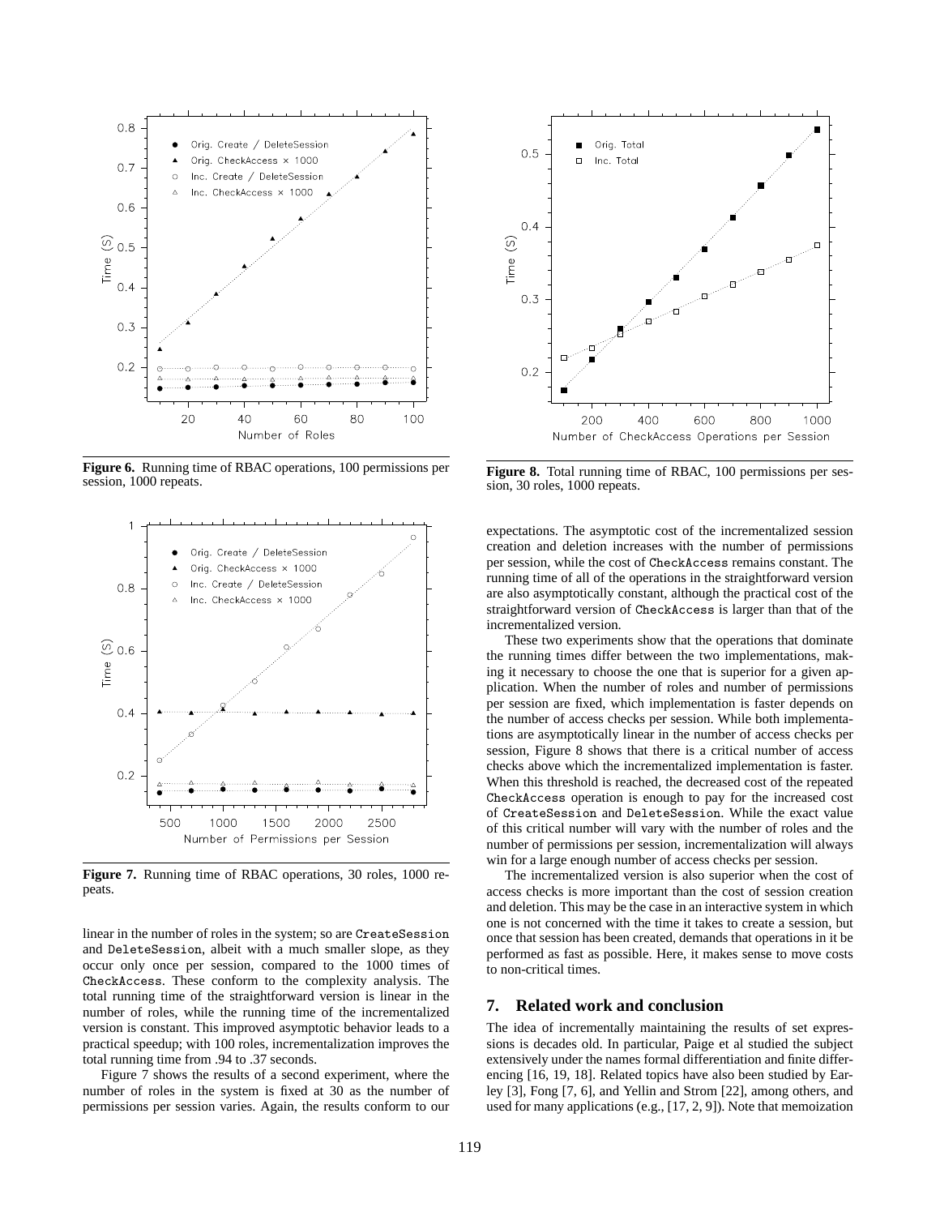**Figure 6.** Running time of RBAC operations, 100 permissions per session, 1000 repeats.

**Figure 7.** Running time of RBAC operations, 30 roles, 1000 repeats.

linear in the number of roles in the system; so are CreateSession and DeleteSession, albeit with a much smaller slope, as they occur only once per session, compared to the 1000 times of CheckAccess. These conform to the complexity analysis. The total running time of the straightforward version is linear in the number of roles, while the running time of the incrementalized version is constant. This improved asymptotic behavior leads to a practical speedup; with 100 roles, incrementalization improves the total running time from .94 to .37 seconds.

Figure 7 shows the results of a second experiment, where the number of roles in the system is fixed at 30 as the number of permissions per session varies. Again, the results conform to our expectations. The asymptotic cost of the incrementalized session creation and deletion increases with the number of permissions per session, while the cost of CheckAccess remains constant. The running time of all of the operations in the straightforward version are also asymptotically constant, although the practical cost of the straightforward version of CheckAccess is larger than that of the incrementalized version.

**Figure 8.** Total running time of RBAC, 100 permissions per session, 30 roles, 1000 repeats.

These two experiments show that the operations that dominate the running times differ between the two implementations, making it necessary to choose the one that is superior for a given application. When the number of roles and number of permissions per session are fixed, which implementation is faster depends on the number of access checks per session. While both implementations are asymptotically linear in the number of access checks per session, Figure 8 shows that there is a critical number of access checks above which the incrementalized implementation is faster. When this threshold is reached, the decreased cost of the repeated CheckAccess operation is enough to pay for the increased cost of CreateSession and DeleteSession. While the exact value of this critical number will vary with the number of roles and the number of permissions per session, incrementalization will always win for a large enough number of access checks per session.

The incrementalized version is also superior when the cost of access checks is more important than the cost of session creation and deletion. This may be the case in an interactive system in which one is not concerned with the time it takes to create a session, but once that session has been created, demands that operations in it be performed as fast as possible. Here, it makes sense to move costs to non-critical times.

## 7. Related work and conclusion

The idea of incrementally maintaining the results of set expressions is decades old. In particular, Paige et al studied the subject extensively under the names formal differentiation and finite differencing [16, 19, 18]. Related topics have also been studied by Earley [3], Fong [7, 6], and Yellin and Strom [22], among others, and used for many applications (e.g., [17, 2, 9]). Note that memoization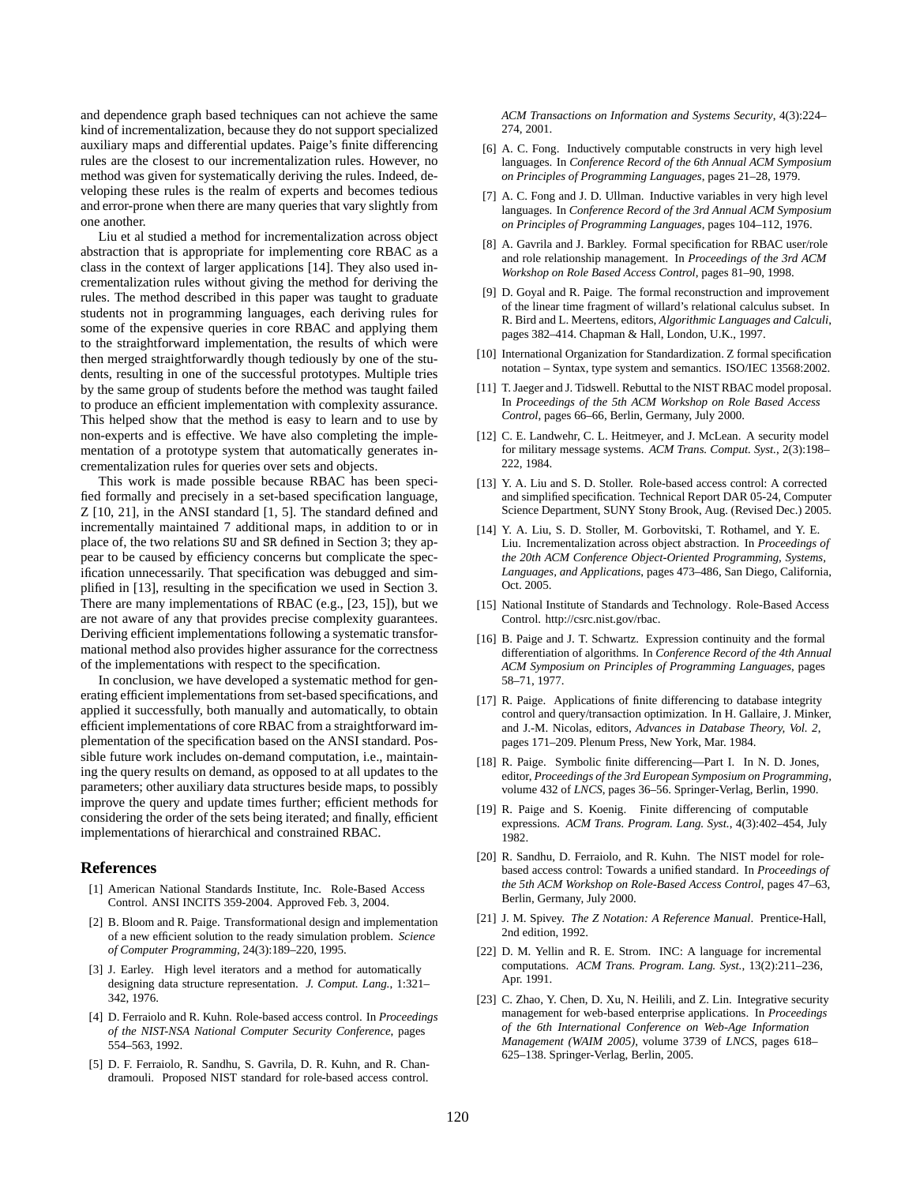and dependence graph based techniques can not achieve the same kind of incrementalization, because they do not support specialized auxiliary maps and differential updates. Paige's finite differencing rules are the closest to our incrementalization rules. However, no method was given for systematically deriving the rules. Indeed, developing these rules is the realm of experts and becomes tedious and error-prone when there are many queries that vary slightly from one another.

Liu et al studied a method for incrementalization across object abstraction that is appropriate for implementing core RBAC as a class in the context of larger applications [14]. They also used incrementalization rules without giving the method for deriving the rules. The method described in this paper was taught to graduate students not in programming languages, each deriving rules for some of the expensive queries in core RBAC and applying them to the straightforward implementation, the results of which were then merged straightforwardly though tediously by one of the students, resulting in one of the successful prototypes. Multiple tries by the same group of students before the method was taught failed to produce an efficient implementation with complexity assurance. This helped show that the method is easy to learn and to use by non-experts and is effective. We have also completing the implementation of a prototype system that automatically generates incrementalization rules for queries over sets and objects.

This work is made possible because RBAC has been specified formally and precisely in a set-based specification language, Z [10, 21], in the ANSI standard [1, 5]. The standard defined and incrementally maintained 7 additional maps, in addition to or in place of, the two relations SU and SR defined in Section 3; they appear to be caused by efficiency concerns but complicate the specification unnecessarily. That specification was debugged and simplified in [13], resulting in the specification we used in Section 3. There are many implementations of RBAC (e.g., [23, 15]), but we are not aware of any that provides precise complexity guarantees. Deriving efficient implementations following a systematic transformational method also provides higher assurance for the correctness of the implementations with respect to the specification.

In conclusion, we have developed a systematic method for generating efficient implementations from set-based specifications, and applied it successfully, both manually and automatically, to obtain efficient implementations of core RBAC from a straightforward implementation of the specification based on the ANSI standard. Possible future work includes on-demand computation, i.e., maintaining the query results on demand, as opposed to at all updates to the parameters; other auxiliary data structures beside maps, to possibly improve the query and update times further; efficient methods for considering the order of the sets being iterated; and finally, efficient implementations of hierarchical and constrained RBAC.

## References

[1] American National Standards Institute, Inc. Role-Based Access Control. ANSI INCITS 359-2004. Approved Feb. 3, 2004.

[2] B. Bloom and R. Paige. Transformational design and implementation of a new efficient solution to the ready simulation problem. *Science of Computer Programming*, 24(3):189–220, 1995.

[3] J. Earley. High level iterators and a method for automatically designing data structure representation. *J. Comput. Lang.*, 1:321–342, 1976.

[4] D. Ferraiolo and R. Kuhn. Role-based access control. In *Proceedings of the NIST-NSA National Computer Security Conference*, pages 554–563, 1992.

[5] D. F. Ferraiolo, R. Sandhu, S. Gavrila, D. R. Kuhn, and R. Chandramouli. Proposed NIST standard for role-based access control. *ACM Transactions on Information and Systems Security*, 4(3):224–274, 2001.

[6] A. C. Fong. Inductively computable constructs in very high level languages. In *Conference Record of the 6th Annual ACM Symposium on Principles of Programming Languages*, pages 21–28, 1979.

[7] A. C. Fong and J. D. Ullman. Inductive variables in very high level languages. In *Conference Record of the 3rd Annual ACM Symposium on Principles of Programming Languages*, pages 104–112, 1976.

[8] A. Gavrila and J. Barkley. Formal specification for RBAC user/role and role relationship management. In *Proceedings of the 3rd ACM Workshop on Role Based Access Control*, pages 81–90, 1998.

[9] D. Goyal and R. Paige. The formal reconstruction and improvement of the linear time fragment of willard's relational calculus subset. In R. Bird and L. Meertens, editors, *Algorithmic Languages and Calculi*, pages 382–414. Chapman & Hall, London, U.K., 1997.

[10] International Organization for Standardization. Z formal specification notation – Syntax, type system and semantics. ISO/IEC 13568:2002.

[11] T. Jaeger and J. Tidswell. Rebuttal to the NIST RBAC model proposal. In *Proceedings of the 5th ACM Workshop on Role Based Access Control*, pages 66–66, Berlin, Germany, July 2000.

[12] C. E. Landwehr, C. L. Heitmeyer, and J. McLean. A security model for military message systems. *ACM Trans. Comput. Syst.*, 2(3):198–222, 1984.

[13] Y. A. Liu and S. D. Stoller. Role-based access control: A corrected and simplified specification. Technical Report DAR 05-24, Computer Science Department, SUNY Stony Brook, Aug. (Revised Dec.) 2005.

[14] Y. A. Liu, S. D. Stoller, M. Gorbovitski, T. Rothamel, and Y. E. Liu. Incrementalization across object abstraction. In *Proceedings of the 20th ACM Conference Object-Oriented Programming, Systems, Languages, and Applications*, pages 473–486, San Diego, California, Oct. 2005.

[15] National Institute of Standards and Technology. Role-Based Access Control. http://csrc.nist.gov/rbac.

[16] B. Paige and J. T. Schwartz. Expression continuity and the formal differentiation of algorithms. In *Conference Record of the 4th Annual ACM Symposium on Principles of Programming Languages*, pages 58–71, 1977.

[17] R. Paige. Applications of finite differencing to database integrity control and query/transaction optimization. In H. Gallaire, J. Minker, and J.-M. Nicolas, editors, *Advances in Database Theory, Vol. 2*, pages 171–209. Plenum Press, New York, Mar. 1984.

[18] R. Paige. Symbolic finite differencing—Part I. In N. D. Jones, editor, *Proceedings of the 3rd European Symposium on Programming*, volume 432 of *LNCS*, pages 36–56. Springer-Verlag, Berlin, 1990.

[19] R. Paige and S. Koenig. Finite differencing of computable expressions. *ACM Trans. Program. Lang. Syst.*, 4(3):402–454, July 1982.

[20] R. Sandhu, D. Ferraiolo, and R. Kuhn. The NIST model for role-based access control: Towards a unified standard. In *Proceedings of the 5th ACM Workshop on Role-Based Access Control*, pages 47–63, Berlin, Germany, July 2000.

[21] J. M. Spivey. *The Z Notation: A Reference Manual*. Prentice-Hall, 2nd edition, 1992.

[22] D. M. Yellin and R. E. Strom. INC: A language for incremental computations. *ACM Trans. Program. Lang. Syst.*, 13(2):211–236, Apr. 1991.

[23] C. Zhao, Y. Chen, D. Xu, N. Heilili, and Z. Lin. Integrative security management for web-based enterprise applications. In *Proceedings of the 6th International Conference on Web-Age Information Management (WAIM 2005)*, volume 3739 of *LNCS*, pages 618–625–138. Springer-Verlag, Berlin, 2005.